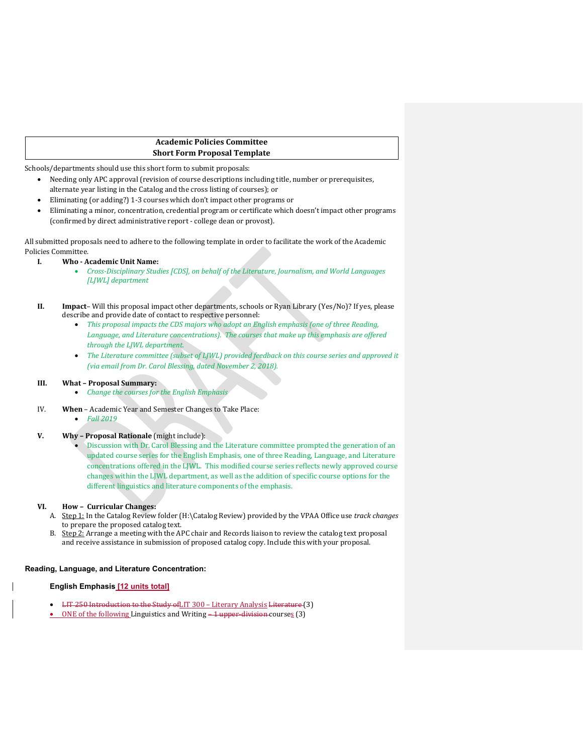**Academic Policies Committee**
**Short Form Proposal Template**

Schools/departments should use this short form to submit proposals:

- Needing only APC approval (revision of course descriptions including title, number or prerequisites, alternate year listing in the Catalog and the cross listing of courses); or
- Eliminating (or adding?) 1-3 courses which don't impact other programs or
- Eliminating a minor, concentration, credential program or certificate which doesn't impact other programs (confirmed by direct administrative report - college dean or provost).

All submitted proposals need to adhere to the following template in order to facilitate the work of the Academic Policies Committee.

I. **Who - Academic Unit Name:**
   - *Cross-Disciplinary Studies [CDS], on behalf of the Literature, Journalism, and World Languages [LJWL] department*

II. **Impact**– Will this proposal impact other departments, schools or Ryan Library (Yes/No)? If yes, please describe and provide date of contact to respective personnel:
   - *This proposal impacts the CDS majors who adopt an English emphasis (one of three Reading, Language, and Literature concentrations). The courses that make up this emphasis are offered through the LJWL department.*
   - *The Literature committee (subset of LJWL) provided feedback on this course series and approved it (via email from Dr. Carol Blessing, dated November 2, 2018).*

III. **What – Proposal Summary:**
   - *Change the courses for the English Emphasis*

IV. **When** – Academic Year and Semester Changes to Take Place:
   - *Fall 2019*

V. **Why – Proposal Rationale** (might include):
   - Discussion with Dr. Carol Blessing and the Literature committee prompted the generation of an updated course series for the English Emphasis, one of three Reading, Language, and Literature concentrations offered in the LJWL. This modified course series reflects newly approved course changes within the LJWL department, as well as the addition of specific course options for the different linguistics and literature components of the emphasis.

VI. **How – Curricular Changes:**
   A. Step 1: In the Catalog Review folder (H:\Catalog Review) provided by the VPAA Office use *track changes* to prepare the proposed catalog text.
   B. Step 2: Arrange a meeting with the APC chair and Records liaison to review the catalog text proposal and receive assistance in submission of proposed catalog copy. Include this with your proposal.

**Reading, Language, and Literature Concentration:**

**English Emphasis [12 units total]**

- ~~LIT 250 Introduction to the Study of~~LIT 300 – Literary Analysis ~~Literature~~ (3)
- ONE of the following Linguistics and Writing ~~– 1 upper-division~~ courses (3)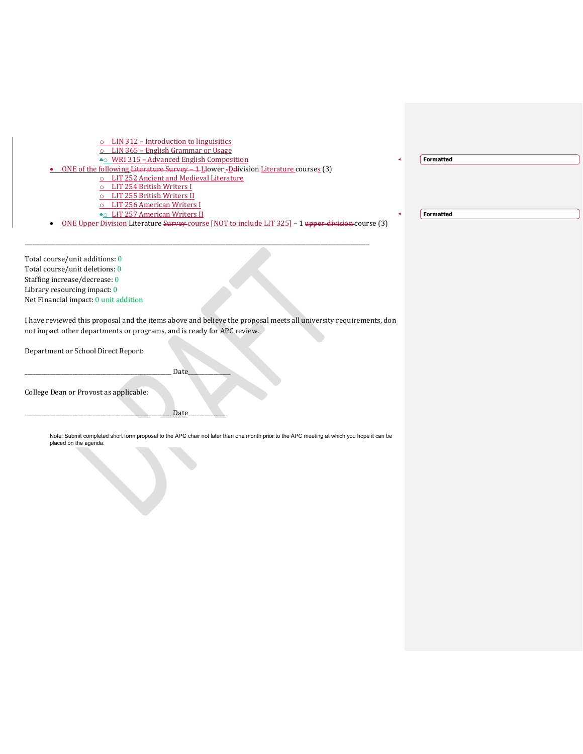- LIN 312 – Introduction to linguisitics
- LIN 365 – English Grammar or Usage
- WRI 315 – Advanced English Composition

- ONE of the following ~~Literature Survey – 1~~ Llower -Ddivision Literature courses (3)
  - LIT 252 Ancient and Medieval Literature
  - LIT 254 British Writers I
  - LIT 255 British Writers II
  - LIT 256 American Writers I
  - LIT 257 American Writers II
- ONE Upper Division Literature ~~Survey~~ course [NOT to include LIT 325] – 1 ~~upper-division~~ course (3)

---

Total course/unit additions: 0
Total course/unit deletions: 0
Staffing increase/decrease: 0
Library resourcing impact: 0
Net Financial impact: 0 unit addition

I have reviewed this proposal and the items above and believe the proposal meets all university requirements, don not impact other departments or programs, and is ready for APC review.

Department or School Direct Report:

____________________________________________ Date____________

College Dean or Provost as applicable:

____________________________________________ Date____________

Note: Submit completed short form proposal to the APC chair not later than one month prior to the APC meeting at which you hope it can be placed on the agenda.